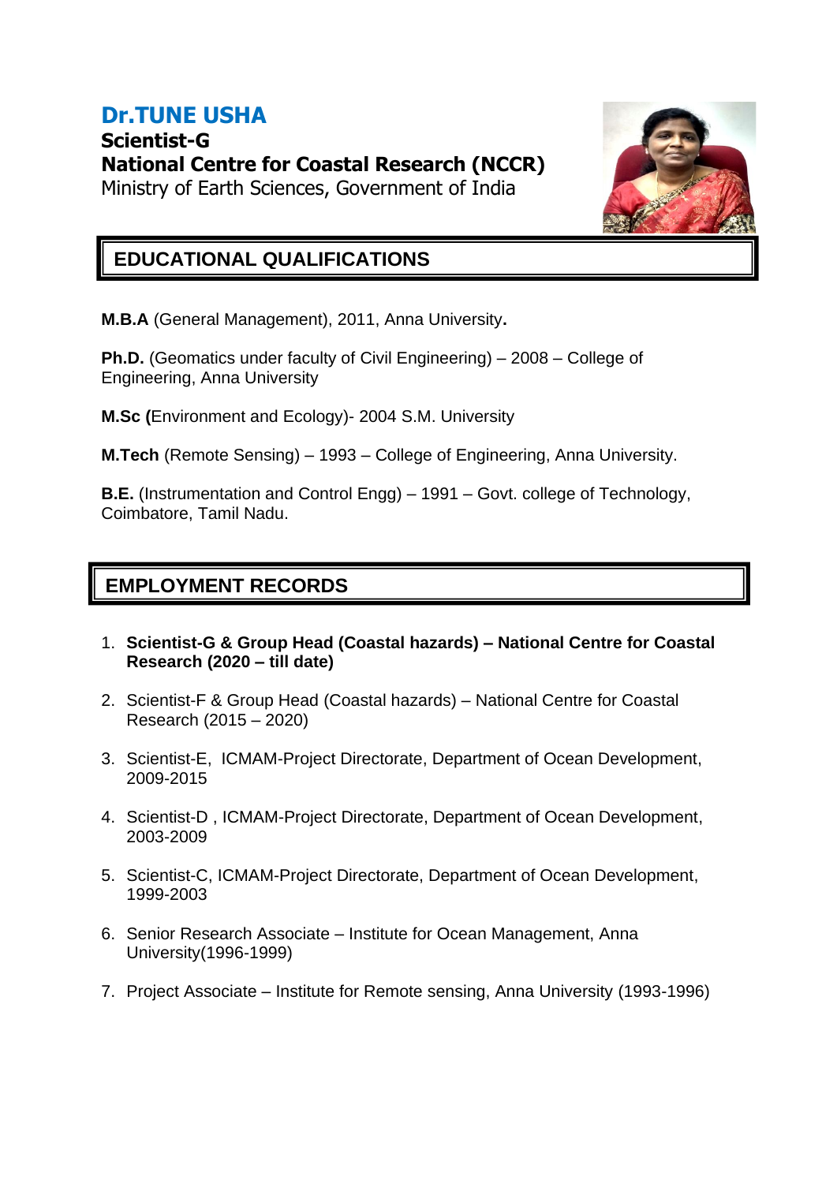# Dr.TUNE USHA

**Scientist-G**

**National Centre for Coastal Research (NCCR)**

Ministry of Earth Sciences, Government of India

## EDUCATIONAL QUALIFICATIONS

**M.B.A** (General Management), 2011, Anna University**.**

**Ph.D.** (Geomatics under faculty of Civil Engineering) – 2008 – College of Engineering, Anna University

**M.Sc (**Environment and Ecology)- 2004 S.M. University

**M.Tech** (Remote Sensing) – 1993 – College of Engineering, Anna University.

**B.E.** (Instrumentation and Control Engg) – 1991 – Govt. college of Technology, Coimbatore, Tamil Nadu.

## EMPLOYMENT RECORDS

1. **Scientist-G & Group Head (Coastal hazards) – National Centre for Coastal Research (2020 – till date)**
2. Scientist-F & Group Head (Coastal hazards) – National Centre for Coastal Research (2015 – 2020)
3. Scientist-E, ICMAM-Project Directorate, Department of Ocean Development, 2009-2015
4. Scientist-D , ICMAM-Project Directorate, Department of Ocean Development, 2003-2009
5. Scientist-C, ICMAM-Project Directorate, Department of Ocean Development, 1999-2003
6. Senior Research Associate – Institute for Ocean Management, Anna University(1996-1999)
7. Project Associate – Institute for Remote sensing, Anna University (1993-1996)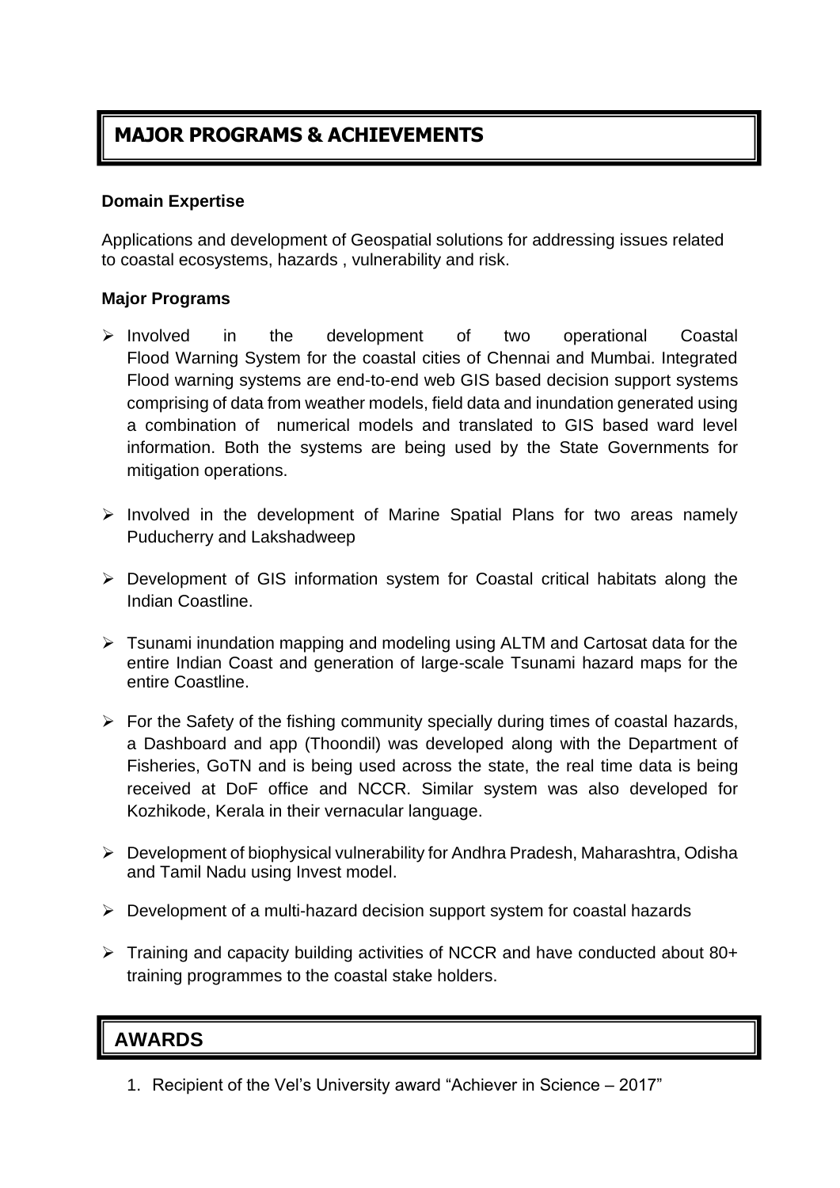## MAJOR PROGRAMS & ACHIEVEMENTS

**Domain Expertise**

Applications and development of Geospatial solutions for addressing issues related to coastal ecosystems, hazards , vulnerability and risk.

**Major Programs**

- Involved in the development of two operational Coastal Flood Warning System for the coastal cities of Chennai and Mumbai. Integrated Flood warning systems are end-to-end web GIS based decision support systems comprising of data from weather models, field data and inundation generated using a combination of numerical models and translated to GIS based ward level information. Both the systems are being used by the State Governments for mitigation operations.
- Involved in the development of Marine Spatial Plans for two areas namely Puducherry and Lakshadweep
- Development of GIS information system for Coastal critical habitats along the Indian Coastline.
- Tsunami inundation mapping and modeling using ALTM and Cartosat data for the entire Indian Coast and generation of large-scale Tsunami hazard maps for the entire Coastline.
- For the Safety of the fishing community specially during times of coastal hazards, a Dashboard and app (Thoondil) was developed along with the Department of Fisheries, GoTN and is being used across the state, the real time data is being received at DoF office and NCCR. Similar system was also developed for Kozhikode, Kerala in their vernacular language.
- Development of biophysical vulnerability for Andhra Pradesh, Maharashtra, Odisha and Tamil Nadu using Invest model.
- Development of a multi-hazard decision support system for coastal hazards
- Training and capacity building activities of NCCR and have conducted about 80+ training programmes to the coastal stake holders.

## AWARDS

1. Recipient of the Vel's University award "Achiever in Science – 2017"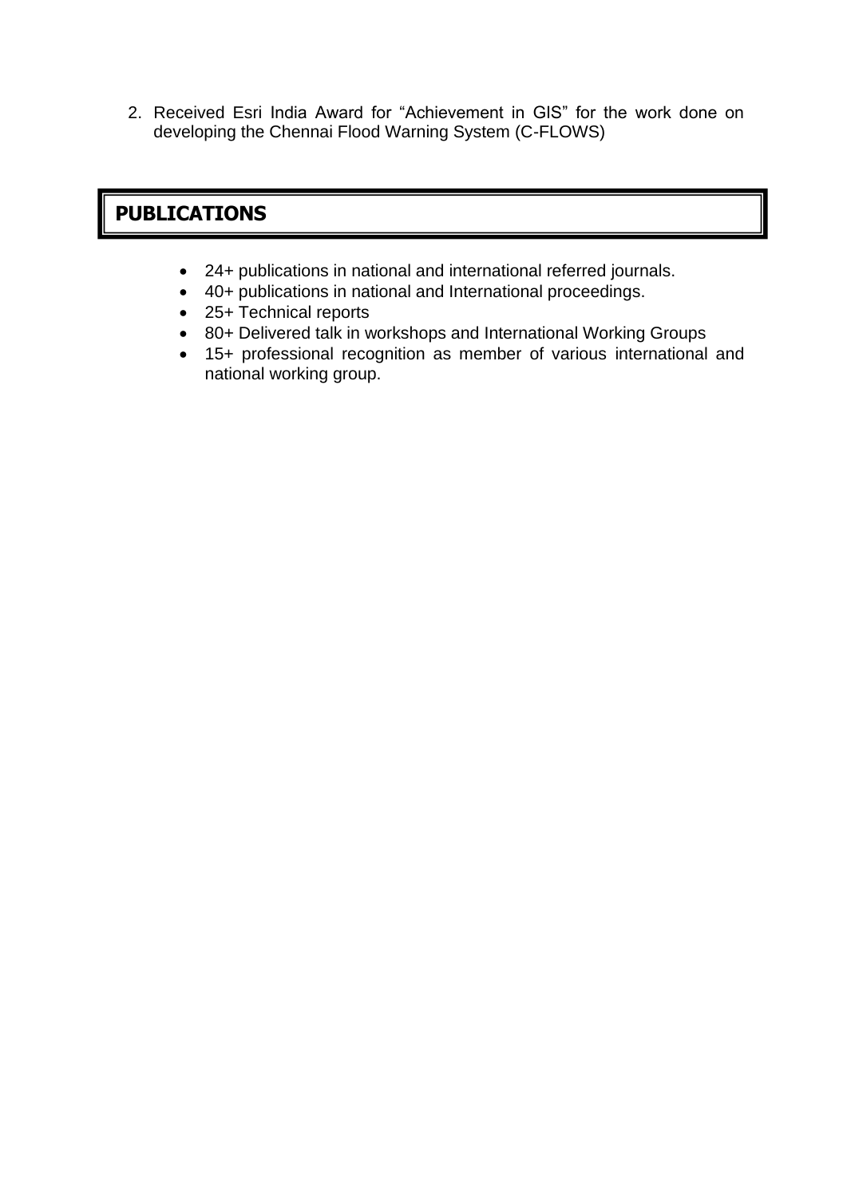2. Received Esri India Award for "Achievement in GIS" for the work done on developing the Chennai Flood Warning System (C-FLOWS)

## PUBLICATIONS

- 24+ publications in national and international referred journals.
- 40+ publications in national and International proceedings.
- 25+ Technical reports
- 80+ Delivered talk in workshops and International Working Groups
- 15+ professional recognition as member of various international and national working group.